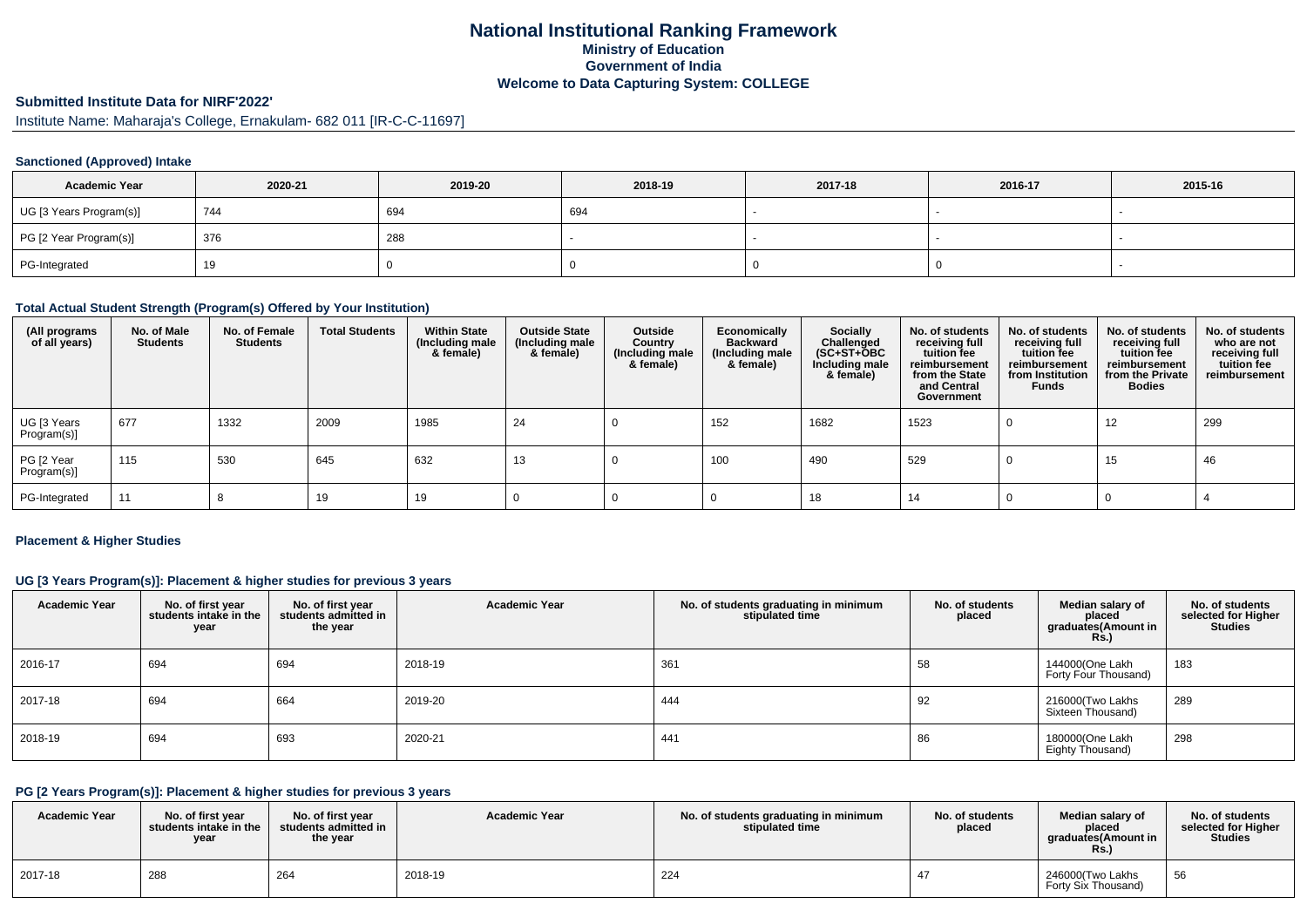# National Institutional Ranking Framework
## Ministry of Education
## Government of India
## Welcome to Data Capturing System: COLLEGE

### Submitted Institute Data for NIRF'2022'

Institute Name: Maharaja's College, Ernakulam- 682 011 [IR-C-C-11697]

#### Sanctioned (Approved) Intake

| Academic Year | 2020-21 | 2019-20 | 2018-19 | 2017-18 | 2016-17 | 2015-16 |
|---|---|---|---|---|---|---|
| UG [3 Years Program(s)] | 744 | 694 | 694 | - | - | - |
| PG [2 Year Program(s)] | 376 | 288 | - | - | - | - |
| PG-Integrated | 19 | 0 | 0 | 0 | 0 | - |

#### Total Actual Student Strength (Program(s) Offered by Your Institution)

| (All programs of all years) | No. of Male Students | No. of Female Students | Total Students | Within State (Including male & female) | Outside State (Including male & female) | Outside Country (Including male & female) | Economically Backward (Including male & female) | Socially Challenged (SC+ST+OBC Including male & female) | No. of students receiving full tuition fee reimbursement from the State and Central Government | No. of students receiving full tuition fee reimbursement from Institution Funds | No. of students receiving full tuition fee reimbursement from the Private Bodies | No. of students who are not receiving full tuition fee reimbursement |
|---|---|---|---|---|---|---|---|---|---|---|---|---|
| UG [3 Years Program(s)] | 677 | 1332 | 2009 | 1985 | 24 | 0 | 152 | 1682 | 1523 | 0 | 12 | 299 |
| PG [2 Year Program(s)] | 115 | 530 | 645 | 632 | 13 | 0 | 100 | 490 | 529 | 0 | 15 | 46 |
| PG-Integrated | 11 | 8 | 19 | 19 | 0 | 0 | 0 | 18 | 14 | 0 | 0 | 4 |

#### Placement & Higher Studies

#### UG [3 Years Program(s)]: Placement & higher studies for previous 3 years

| Academic Year | No. of first year students intake in the year | No. of first year students admitted in the year | Academic Year | No. of students graduating in minimum stipulated time | No. of students placed | Median salary of placed graduates(Amount in Rs.) | No. of students selected for Higher Studies |
|---|---|---|---|---|---|---|---|
| 2016-17 | 694 | 694 | 2018-19 | 361 | 58 | 144000(One Lakh Forty Four Thousand) | 183 |
| 2017-18 | 694 | 664 | 2019-20 | 444 | 92 | 216000(Two Lakhs Sixteen Thousand) | 289 |
| 2018-19 | 694 | 693 | 2020-21 | 441 | 86 | 180000(One Lakh Eighty Thousand) | 298 |

#### PG [2 Years Program(s)]: Placement & higher studies for previous 3 years

| Academic Year | No. of first year students intake in the year | No. of first year students admitted in the year | Academic Year | No. of students graduating in minimum stipulated time | No. of students placed | Median salary of placed graduates(Amount in Rs.) | No. of students selected for Higher Studies |
|---|---|---|---|---|---|---|---|
| 2017-18 | 288 | 264 | 2018-19 | 224 | 47 | 246000(Two Lakhs Forty Six Thousand) | 56 |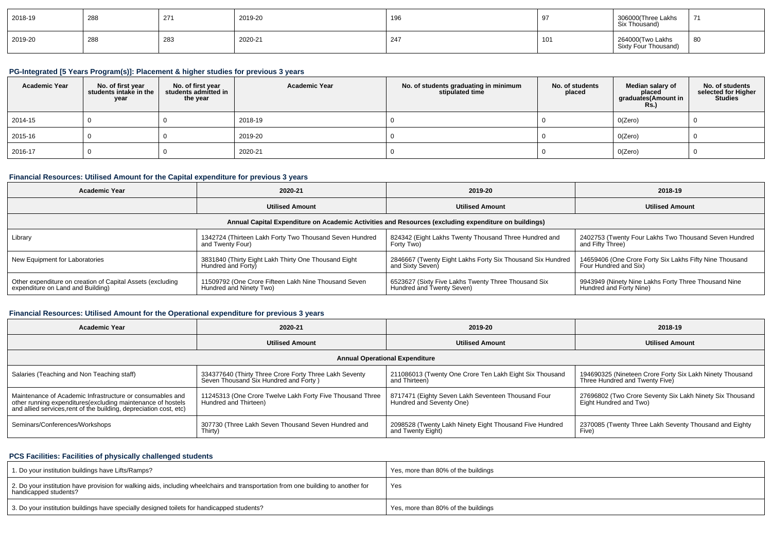| 2018-19 | 288 | 271 | 2019-20 | 196 | 97 | 306000(Three Lakhs Six Thousand) | 71 |
|---|---|---|---|---|---|---|---|
| 2019-20 | 288 | 283 | 2020-21 | 247 | 101 | 264000(Two Lakhs Sixty Four Thousand) | 80 |

### PG-Integrated [5 Years Program(s)]: Placement & higher studies for previous 3 years

| Academic Year | No. of first year students intake in the year | No. of first year students admitted in the year | Academic Year | No. of students graduating in minimum stipulated time | No. of students placed | Median salary of placed graduates(Amount in Rs.) | No. of students selected for Higher Studies |
|---|---|---|---|---|---|---|---|
| 2014-15 | 0 | 0 | 2018-19 | 0 | 0 | 0(Zero) | 0 |
| 2015-16 | 0 | 0 | 2019-20 | 0 | 0 | 0(Zero) | 0 |
| 2016-17 | 0 | 0 | 2020-21 | 0 | 0 | 0(Zero) | 0 |

### Financial Resources: Utilised Amount for the Capital expenditure for previous 3 years

| Academic Year | 2020-21 | 2019-20 | 2018-19 |
|---|---|---|---|
| | Utilised Amount | Utilised Amount | Utilised Amount |
| Annual Capital Expenditure on Academic Activities and Resources (excluding expenditure on buildings) | | | |
| Library | 1342724 (Thirteen Lakh Forty Two Thousand Seven Hundred and Twenty Four) | 824342 (Eight Lakhs Twenty Thousand Three Hundred and Forty Two) | 2402753 (Twenty Four Lakhs Two Thousand Seven Hundred and Fifty Three) |
| New Equipment for Laboratories | 3831840 (Thirty Eight Lakh Thirty One Thousand Eight Hundred and Forty) | 2846667 (Twenty Eight Lakhs Forty Six Thousand Six Hundred and Sixty Seven) | 14659406 (One Crore Forty Six Lakhs Fifty Nine Thousand Four Hundred and Six) |
| Other expenditure on creation of Capital Assets (excluding expenditure on Land and Building) | 11509792 (One Crore Fifteen Lakh Nine Thousand Seven Hundred and Ninety Two) | 6523627 (Sixty Five Lakhs Twenty Three Thousand Six Hundred and Twenty Seven) | 9943949 (Ninety Nine Lakhs Forty Three Thousand Nine Hundred and Forty Nine) |

### Financial Resources: Utilised Amount for the Operational expenditure for previous 3 years

| Academic Year | 2020-21 | 2019-20 | 2018-19 |
|---|---|---|---|
| | Utilised Amount | Utilised Amount | Utilised Amount |
| Annual Operational Expenditure | | | |
| Salaries (Teaching and Non Teaching staff) | 334377640 (Thirty Three Crore Forty Three Lakh Seventy Seven Thousand Six Hundred and Forty ) | 211086013 (Twenty One Crore Ten Lakh Eight Six Thousand and Thirteen) | 194690325 (Nineteen Crore Forty Six Lakh Ninety Thousand Three Hundred and Twenty Five) |
| Maintenance of Academic Infrastructure or consumables and other running expenditures(excluding maintenance of hostels and allied services,rent of the building, depreciation cost, etc) | 11245313 (One Crore Twelve Lakh Forty Five Thousand Three Hundred and Thirteen) | 8717471 (Eighty Seven Lakh Seventeen Thousand Four Hundred and Seventy One) | 27696802 (Two Crore Seventy Six Lakh Ninety Six Thousand Eight Hundred and Two) |
| Seminars/Conferences/Workshops | 307730 (Three Lakh Seven Thousand Seven Hundred and Thirty) | 2098528 (Twenty Lakh Ninety Eight Thousand Five Hundred and Twenty Eight) | 2370085 (Twenty Three Lakh Seventy Thousand and Eighty Five) |

### PCS Facilities: Facilities of physically challenged students

| | |
|---|---|
| 1. Do your institution buildings have Lifts/Ramps? | Yes, more than 80% of the buildings |
| 2. Do your institution have provision for walking aids, including wheelchairs and transportation from one building to another for handicapped students? | Yes |
| 3. Do your institution buildings have specially designed toilets for handicapped students? | Yes, more than 80% of the buildings |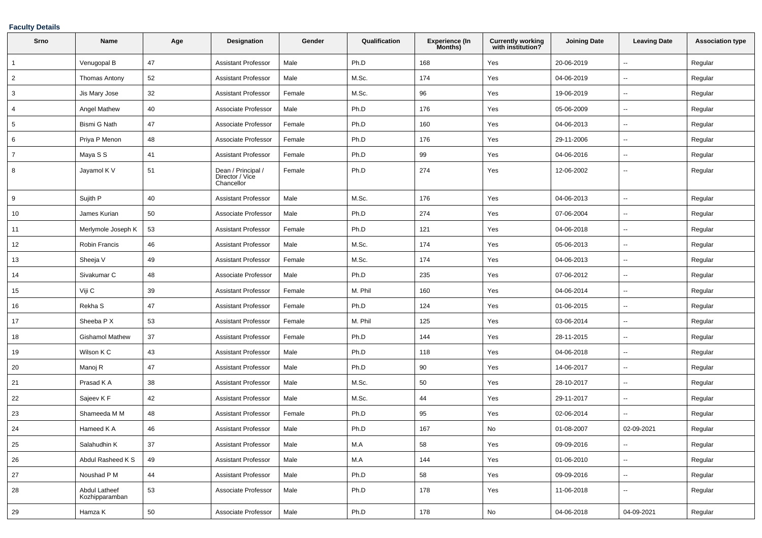**Faculty Details**

| Srno | Name | Age | Designation | Gender | Qualification | Experience (In Months) | Currently working with institution? | Joining Date | Leaving Date | Association type |
|---|---|---|---|---|---|---|---|---|---|---|
| 1 | Venugopal B | 47 | Assistant Professor | Male | Ph.D | 168 | Yes | 20-06-2019 | -- | Regular |
| 2 | Thomas Antony | 52 | Assistant Professor | Male | M.Sc. | 174 | Yes | 04-06-2019 | -- | Regular |
| 3 | Jis Mary Jose | 32 | Assistant Professor | Female | M.Sc. | 96 | Yes | 19-06-2019 | -- | Regular |
| 4 | Angel Mathew | 40 | Associate Professor | Male | Ph.D | 176 | Yes | 05-06-2009 | -- | Regular |
| 5 | Bismi G Nath | 47 | Associate Professor | Female | Ph.D | 160 | Yes | 04-06-2013 | -- | Regular |
| 6 | Priya P Menon | 48 | Associate Professor | Female | Ph.D | 176 | Yes | 29-11-2006 | -- | Regular |
| 7 | Maya S S | 41 | Assistant Professor | Female | Ph.D | 99 | Yes | 04-06-2016 | -- | Regular |
| 8 | Jayamol K V | 51 | Dean / Principal / Director / Vice Chancellor | Female | Ph.D | 274 | Yes | 12-06-2002 | -- | Regular |
| 9 | Sujith P | 40 | Assistant Professor | Male | M.Sc. | 176 | Yes | 04-06-2013 | -- | Regular |
| 10 | James Kurian | 50 | Associate Professor | Male | Ph.D | 274 | Yes | 07-06-2004 | -- | Regular |
| 11 | Merlymole Joseph K | 53 | Assistant Professor | Female | Ph.D | 121 | Yes | 04-06-2018 | -- | Regular |
| 12 | Robin Francis | 46 | Assistant Professor | Male | M.Sc. | 174 | Yes | 05-06-2013 | -- | Regular |
| 13 | Sheeja V | 49 | Assistant Professor | Female | M.Sc. | 174 | Yes | 04-06-2013 | -- | Regular |
| 14 | Sivakumar C | 48 | Associate Professor | Male | Ph.D | 235 | Yes | 07-06-2012 | -- | Regular |
| 15 | Viji C | 39 | Assistant Professor | Female | M. Phil | 160 | Yes | 04-06-2014 | -- | Regular |
| 16 | Rekha S | 47 | Assistant Professor | Female | Ph.D | 124 | Yes | 01-06-2015 | -- | Regular |
| 17 | Sheeba P X | 53 | Assistant Professor | Female | M. Phil | 125 | Yes | 03-06-2014 | -- | Regular |
| 18 | Gishamol Mathew | 37 | Assistant Professor | Female | Ph.D | 144 | Yes | 28-11-2015 | -- | Regular |
| 19 | Wilson K C | 43 | Assistant Professor | Male | Ph.D | 118 | Yes | 04-06-2018 | -- | Regular |
| 20 | Manoj R | 47 | Assistant Professor | Male | Ph.D | 90 | Yes | 14-06-2017 | -- | Regular |
| 21 | Prasad K A | 38 | Assistant Professor | Male | M.Sc. | 50 | Yes | 28-10-2017 | -- | Regular |
| 22 | Sajeev K F | 42 | Assistant Professor | Male | M.Sc. | 44 | Yes | 29-11-2017 | -- | Regular |
| 23 | Shameeda M M | 48 | Assistant Professor | Female | Ph.D | 95 | Yes | 02-06-2014 | -- | Regular |
| 24 | Hameed K A | 46 | Assistant Professor | Male | Ph.D | 167 | No | 01-08-2007 | 02-09-2021 | Regular |
| 25 | Salahudhin K | 37 | Assistant Professor | Male | M.A | 58 | Yes | 09-09-2016 | -- | Regular |
| 26 | Abdul Rasheed K S | 49 | Assistant Professor | Male | M.A | 144 | Yes | 01-06-2010 | -- | Regular |
| 27 | Noushad P M | 44 | Assistant Professor | Male | Ph.D | 58 | Yes | 09-09-2016 | -- | Regular |
| 28 | Abdul Latheef Kozhipparamban | 53 | Associate Professor | Male | Ph.D | 178 | Yes | 11-06-2018 | -- | Regular |
| 29 | Hamza K | 50 | Associate Professor | Male | Ph.D | 178 | No | 04-06-2018 | 04-09-2021 | Regular |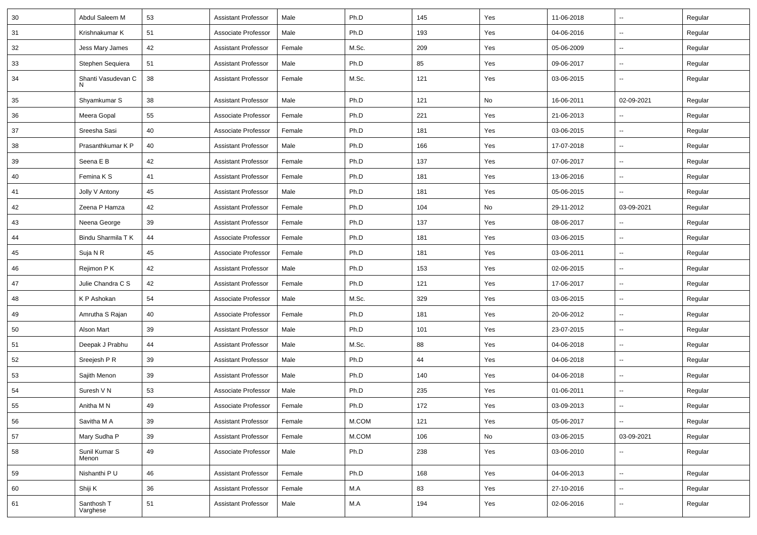| 30 | Abdul Saleem M | 53 | Assistant Professor | Male | Ph.D | 145 | Yes | 11-06-2018 | -- | Regular |
|---|---|---|---|---|---|---|---|---|---|---|
| 31 | Krishnakumar K | 51 | Associate Professor | Male | Ph.D | 193 | Yes | 04-06-2016 | -- | Regular |
| 32 | Jess Mary James | 42 | Assistant Professor | Female | M.Sc. | 209 | Yes | 05-06-2009 | -- | Regular |
| 33 | Stephen Sequiera | 51 | Assistant Professor | Male | Ph.D | 85 | Yes | 09-06-2017 | -- | Regular |
| 34 | Shanti Vasudevan C N | 38 | Assistant Professor | Female | M.Sc. | 121 | Yes | 03-06-2015 | -- | Regular |
| 35 | Shyamkumar S | 38 | Assistant Professor | Male | Ph.D | 121 | No | 16-06-2011 | 02-09-2021 | Regular |
| 36 | Meera Gopal | 55 | Associate Professor | Female | Ph.D | 221 | Yes | 21-06-2013 | -- | Regular |
| 37 | Sreesha Sasi | 40 | Associate Professor | Female | Ph.D | 181 | Yes | 03-06-2015 | -- | Regular |
| 38 | Prasanthkumar K P | 40 | Assistant Professor | Male | Ph.D | 166 | Yes | 17-07-2018 | -- | Regular |
| 39 | Seena E B | 42 | Assistant Professor | Female | Ph.D | 137 | Yes | 07-06-2017 | -- | Regular |
| 40 | Femina K S | 41 | Assistant Professor | Female | Ph.D | 181 | Yes | 13-06-2016 | -- | Regular |
| 41 | Jolly V Antony | 45 | Assistant Professor | Male | Ph.D | 181 | Yes | 05-06-2015 | -- | Regular |
| 42 | Zeena P Hamza | 42 | Assistant Professor | Female | Ph.D | 104 | No | 29-11-2012 | 03-09-2021 | Regular |
| 43 | Neena George | 39 | Assistant Professor | Female | Ph.D | 137 | Yes | 08-06-2017 | -- | Regular |
| 44 | Bindu Sharmila T K | 44 | Associate Professor | Female | Ph.D | 181 | Yes | 03-06-2015 | -- | Regular |
| 45 | Suja N R | 45 | Associate Professor | Female | Ph.D | 181 | Yes | 03-06-2011 | -- | Regular |
| 46 | Rejimon P K | 42 | Assistant Professor | Male | Ph.D | 153 | Yes | 02-06-2015 | -- | Regular |
| 47 | Julie Chandra C S | 42 | Assistant Professor | Female | Ph.D | 121 | Yes | 17-06-2017 | -- | Regular |
| 48 | K P Ashokan | 54 | Associate Professor | Male | M.Sc. | 329 | Yes | 03-06-2015 | -- | Regular |
| 49 | Amrutha S Rajan | 40 | Associate Professor | Female | Ph.D | 181 | Yes | 20-06-2012 | -- | Regular |
| 50 | Alson Mart | 39 | Assistant Professor | Male | Ph.D | 101 | Yes | 23-07-2015 | -- | Regular |
| 51 | Deepak J Prabhu | 44 | Assistant Professor | Male | M.Sc. | 88 | Yes | 04-06-2018 | -- | Regular |
| 52 | Sreejesh P R | 39 | Assistant Professor | Male | Ph.D | 44 | Yes | 04-06-2018 | -- | Regular |
| 53 | Sajith Menon | 39 | Assistant Professor | Male | Ph.D | 140 | Yes | 04-06-2018 | -- | Regular |
| 54 | Suresh V N | 53 | Associate Professor | Male | Ph.D | 235 | Yes | 01-06-2011 | -- | Regular |
| 55 | Anitha M N | 49 | Associate Professor | Female | Ph.D | 172 | Yes | 03-09-2013 | -- | Regular |
| 56 | Savitha M A | 39 | Assistant Professor | Female | M.COM | 121 | Yes | 05-06-2017 | -- | Regular |
| 57 | Mary Sudha P | 39 | Assistant Professor | Female | M.COM | 106 | No | 03-06-2015 | 03-09-2021 | Regular |
| 58 | Sunil Kumar S Menon | 49 | Associate Professor | Male | Ph.D | 238 | Yes | 03-06-2010 | -- | Regular |
| 59 | Nishanthi P U | 46 | Assistant Professor | Female | Ph.D | 168 | Yes | 04-06-2013 | -- | Regular |
| 60 | Shiji K | 36 | Assistant Professor | Female | M.A | 83 | Yes | 27-10-2016 | -- | Regular |
| 61 | Santhosh T Varghese | 51 | Assistant Professor | Male | M.A | 194 | Yes | 02-06-2016 | -- | Regular |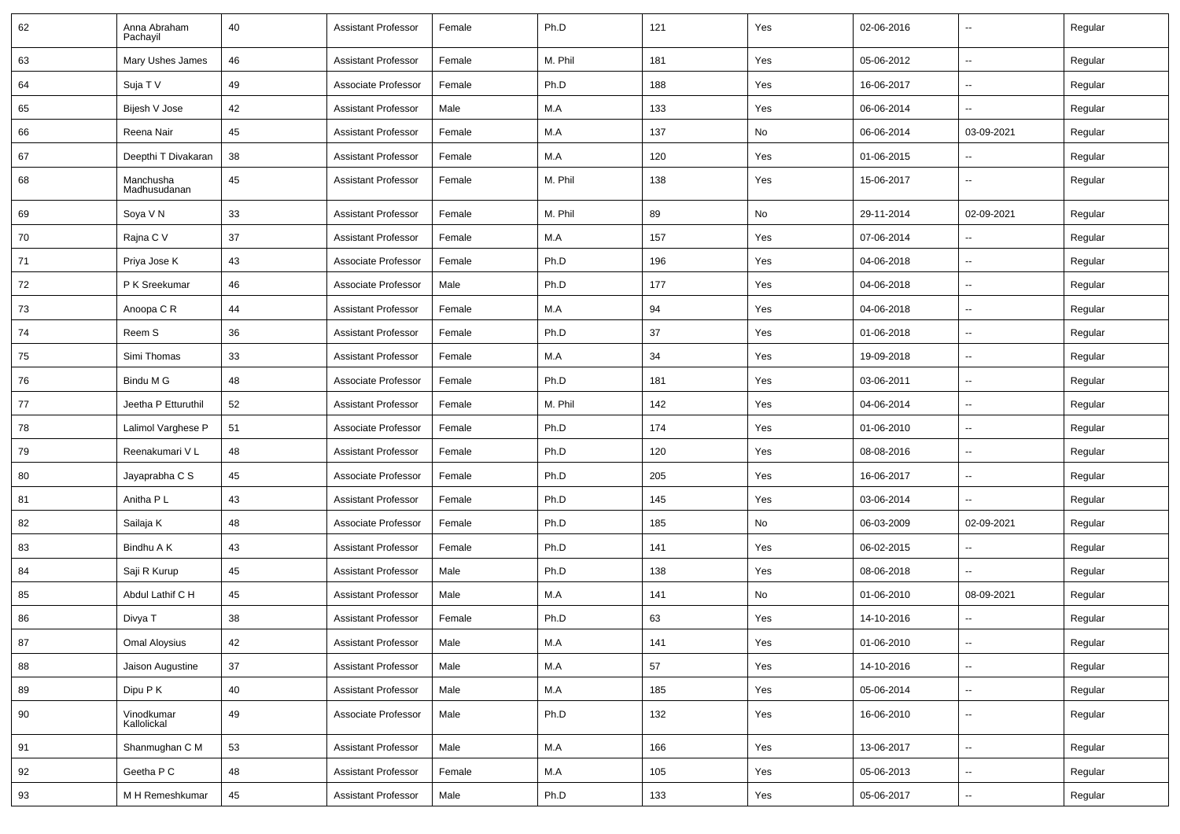| 62 | Anna Abraham Pachayil | 40 | Assistant Professor | Female | Ph.D | 121 | Yes | 02-06-2016 | -- | Regular |
|---|---|---|---|---|---|---|---|---|---|---|
| 63 | Mary Ushes James | 46 | Assistant Professor | Female | M. Phil | 181 | Yes | 05-06-2012 | -- | Regular |
| 64 | Suja T V | 49 | Associate Professor | Female | Ph.D | 188 | Yes | 16-06-2017 | -- | Regular |
| 65 | Bijesh V Jose | 42 | Assistant Professor | Male | M.A | 133 | Yes | 06-06-2014 | -- | Regular |
| 66 | Reena Nair | 45 | Assistant Professor | Female | M.A | 137 | No | 06-06-2014 | 03-09-2021 | Regular |
| 67 | Deepthi T Divakaran | 38 | Assistant Professor | Female | M.A | 120 | Yes | 01-06-2015 | -- | Regular |
| 68 | Manchusha Madhusudanan | 45 | Assistant Professor | Female | M. Phil | 138 | Yes | 15-06-2017 | -- | Regular |
| 69 | Soya V N | 33 | Assistant Professor | Female | M. Phil | 89 | No | 29-11-2014 | 02-09-2021 | Regular |
| 70 | Rajna C V | 37 | Assistant Professor | Female | M.A | 157 | Yes | 07-06-2014 | -- | Regular |
| 71 | Priya Jose K | 43 | Associate Professor | Female | Ph.D | 196 | Yes | 04-06-2018 | -- | Regular |
| 72 | P K Sreekumar | 46 | Associate Professor | Male | Ph.D | 177 | Yes | 04-06-2018 | -- | Regular |
| 73 | Anoopa C R | 44 | Assistant Professor | Female | M.A | 94 | Yes | 04-06-2018 | -- | Regular |
| 74 | Reem S | 36 | Assistant Professor | Female | Ph.D | 37 | Yes | 01-06-2018 | -- | Regular |
| 75 | Simi Thomas | 33 | Assistant Professor | Female | M.A | 34 | Yes | 19-09-2018 | -- | Regular |
| 76 | Bindu M G | 48 | Associate Professor | Female | Ph.D | 181 | Yes | 03-06-2011 | -- | Regular |
| 77 | Jeetha P Etturuthil | 52 | Assistant Professor | Female | M. Phil | 142 | Yes | 04-06-2014 | -- | Regular |
| 78 | Lalimol Varghese P | 51 | Associate Professor | Female | Ph.D | 174 | Yes | 01-06-2010 | -- | Regular |
| 79 | Reenakumari V L | 48 | Assistant Professor | Female | Ph.D | 120 | Yes | 08-08-2016 | -- | Regular |
| 80 | Jayaprabha C S | 45 | Associate Professor | Female | Ph.D | 205 | Yes | 16-06-2017 | -- | Regular |
| 81 | Anitha P L | 43 | Assistant Professor | Female | Ph.D | 145 | Yes | 03-06-2014 | -- | Regular |
| 82 | Sailaja K | 48 | Associate Professor | Female | Ph.D | 185 | No | 06-03-2009 | 02-09-2021 | Regular |
| 83 | Bindhu A K | 43 | Assistant Professor | Female | Ph.D | 141 | Yes | 06-02-2015 | -- | Regular |
| 84 | Saji R Kurup | 45 | Assistant Professor | Male | Ph.D | 138 | Yes | 08-06-2018 | -- | Regular |
| 85 | Abdul Lathif C H | 45 | Assistant Professor | Male | M.A | 141 | No | 01-06-2010 | 08-09-2021 | Regular |
| 86 | Divya T | 38 | Assistant Professor | Female | Ph.D | 63 | Yes | 14-10-2016 | -- | Regular |
| 87 | Omal Aloysius | 42 | Assistant Professor | Male | M.A | 141 | Yes | 01-06-2010 | -- | Regular |
| 88 | Jaison Augustine | 37 | Assistant Professor | Male | M.A | 57 | Yes | 14-10-2016 | -- | Regular |
| 89 | Dipu P K | 40 | Assistant Professor | Male | M.A | 185 | Yes | 05-06-2014 | -- | Regular |
| 90 | Vinodkumar Kallolickal | 49 | Associate Professor | Male | Ph.D | 132 | Yes | 16-06-2010 | -- | Regular |
| 91 | Shanmughan C M | 53 | Assistant Professor | Male | M.A | 166 | Yes | 13-06-2017 | -- | Regular |
| 92 | Geetha P C | 48 | Assistant Professor | Female | M.A | 105 | Yes | 05-06-2013 | -- | Regular |
| 93 | M H Remeshkumar | 45 | Assistant Professor | Male | Ph.D | 133 | Yes | 05-06-2017 | -- | Regular |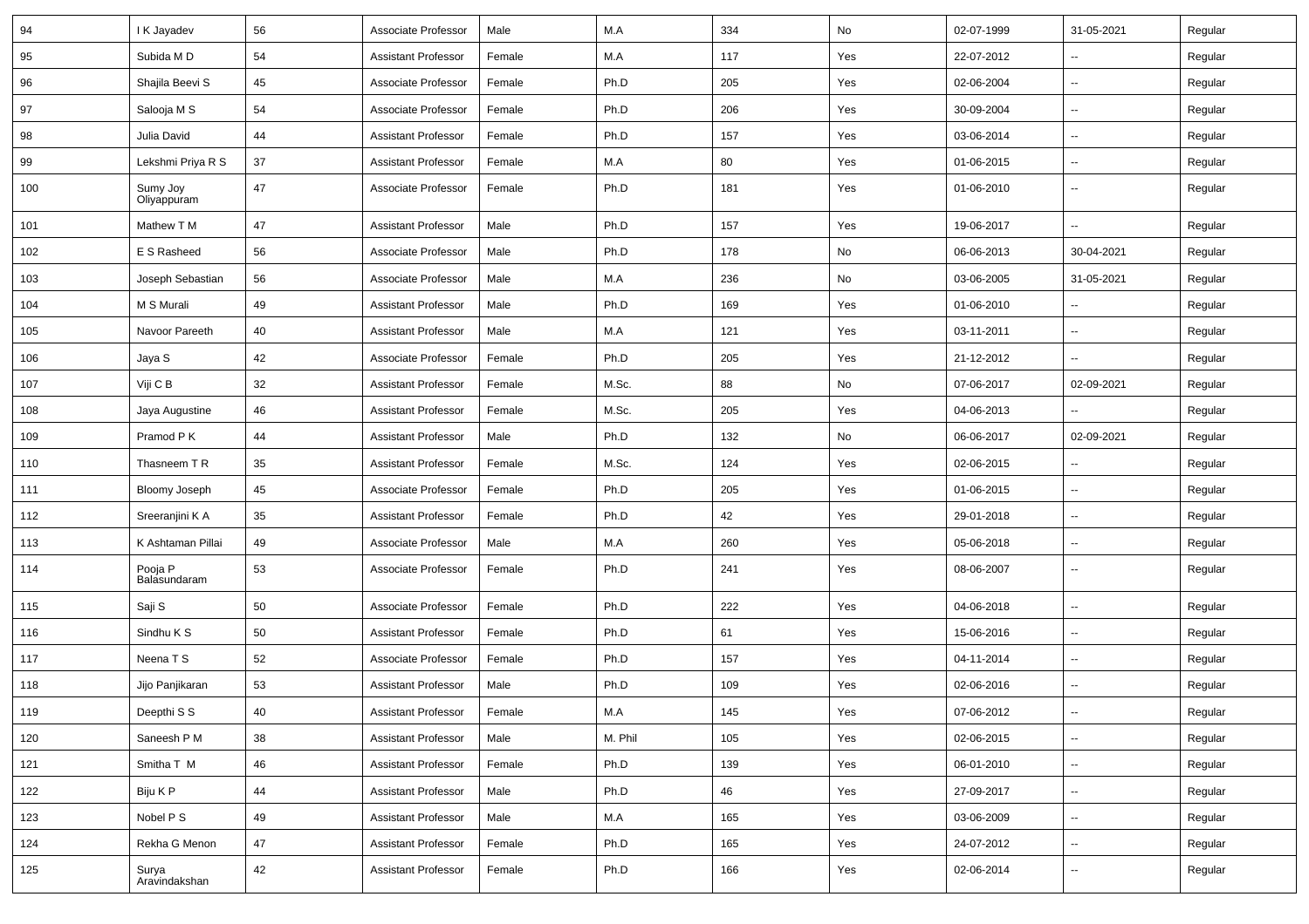| 94 | I K Jayadev | 56 | Associate Professor | Male | M.A | 334 | No | 02-07-1999 | 31-05-2021 | Regular |
|---|---|---|---|---|---|---|---|---|---|---|
| 95 | Subida M D | 54 | Assistant Professor | Female | M.A | 117 | Yes | 22-07-2012 | -- | Regular |
| 96 | Shajila Beevi S | 45 | Associate Professor | Female | Ph.D | 205 | Yes | 02-06-2004 | -- | Regular |
| 97 | Salooja M S | 54 | Associate Professor | Female | Ph.D | 206 | Yes | 30-09-2004 | -- | Regular |
| 98 | Julia David | 44 | Assistant Professor | Female | Ph.D | 157 | Yes | 03-06-2014 | -- | Regular |
| 99 | Lekshmi Priya R S | 37 | Assistant Professor | Female | M.A | 80 | Yes | 01-06-2015 | -- | Regular |
| 100 | Sumy Joy Oliyappuram | 47 | Associate Professor | Female | Ph.D | 181 | Yes | 01-06-2010 | -- | Regular |
| 101 | Mathew T M | 47 | Assistant Professor | Male | Ph.D | 157 | Yes | 19-06-2017 | -- | Regular |
| 102 | E S Rasheed | 56 | Associate Professor | Male | Ph.D | 178 | No | 06-06-2013 | 30-04-2021 | Regular |
| 103 | Joseph Sebastian | 56 | Associate Professor | Male | M.A | 236 | No | 03-06-2005 | 31-05-2021 | Regular |
| 104 | M S Murali | 49 | Assistant Professor | Male | Ph.D | 169 | Yes | 01-06-2010 | -- | Regular |
| 105 | Navoor Pareeth | 40 | Assistant Professor | Male | M.A | 121 | Yes | 03-11-2011 | -- | Regular |
| 106 | Jaya S | 42 | Associate Professor | Female | Ph.D | 205 | Yes | 21-12-2012 | -- | Regular |
| 107 | Viji C B | 32 | Assistant Professor | Female | M.Sc. | 88 | No | 07-06-2017 | 02-09-2021 | Regular |
| 108 | Jaya Augustine | 46 | Assistant Professor | Female | M.Sc. | 205 | Yes | 04-06-2013 | -- | Regular |
| 109 | Pramod P K | 44 | Assistant Professor | Male | Ph.D | 132 | No | 06-06-2017 | 02-09-2021 | Regular |
| 110 | Thasneem T R | 35 | Assistant Professor | Female | M.Sc. | 124 | Yes | 02-06-2015 | -- | Regular |
| 111 | Bloomy Joseph | 45 | Associate Professor | Female | Ph.D | 205 | Yes | 01-06-2015 | -- | Regular |
| 112 | Sreeranjini K A | 35 | Assistant Professor | Female | Ph.D | 42 | Yes | 29-01-2018 | -- | Regular |
| 113 | K Ashtaman Pillai | 49 | Associate Professor | Male | M.A | 260 | Yes | 05-06-2018 | -- | Regular |
| 114 | Pooja P Balasundaram | 53 | Associate Professor | Female | Ph.D | 241 | Yes | 08-06-2007 | -- | Regular |
| 115 | Saji S | 50 | Associate Professor | Female | Ph.D | 222 | Yes | 04-06-2018 | -- | Regular |
| 116 | Sindhu K S | 50 | Assistant Professor | Female | Ph.D | 61 | Yes | 15-06-2016 | -- | Regular |
| 117 | Neena T S | 52 | Associate Professor | Female | Ph.D | 157 | Yes | 04-11-2014 | -- | Regular |
| 118 | Jijo Panjikaran | 53 | Assistant Professor | Male | Ph.D | 109 | Yes | 02-06-2016 | -- | Regular |
| 119 | Deepthi S S | 40 | Assistant Professor | Female | M.A | 145 | Yes | 07-06-2012 | -- | Regular |
| 120 | Saneesh P M | 38 | Assistant Professor | Male | M. Phil | 105 | Yes | 02-06-2015 | -- | Regular |
| 121 | Smitha T M | 46 | Assistant Professor | Female | Ph.D | 139 | Yes | 06-01-2010 | -- | Regular |
| 122 | Biju K P | 44 | Assistant Professor | Male | Ph.D | 46 | Yes | 27-09-2017 | -- | Regular |
| 123 | Nobel P S | 49 | Assistant Professor | Male | M.A | 165 | Yes | 03-06-2009 | -- | Regular |
| 124 | Rekha G Menon | 47 | Assistant Professor | Female | Ph.D | 165 | Yes | 24-07-2012 | -- | Regular |
| 125 | Surya Aravindakshan | 42 | Assistant Professor | Female | Ph.D | 166 | Yes | 02-06-2014 | -- | Regular |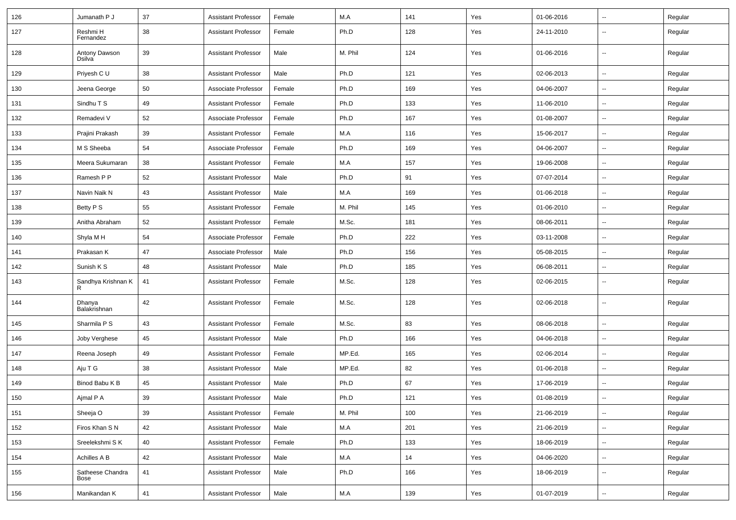| 126 | Jumanath P J | 37 | Assistant Professor | Female | M.A | 141 | Yes | 01-06-2016 | -- | Regular |
|---|---|---|---|---|---|---|---|---|---|---|
| 127 | Reshmi H Fernandez | 38 | Assistant Professor | Female | Ph.D | 128 | Yes | 24-11-2010 | -- | Regular |
| 128 | Antony Dawson Dsilva | 39 | Assistant Professor | Male | M. Phil | 124 | Yes | 01-06-2016 | -- | Regular |
| 129 | Priyesh C U | 38 | Assistant Professor | Male | Ph.D | 121 | Yes | 02-06-2013 | -- | Regular |
| 130 | Jeena George | 50 | Associate Professor | Female | Ph.D | 169 | Yes | 04-06-2007 | -- | Regular |
| 131 | Sindhu T S | 49 | Assistant Professor | Female | Ph.D | 133 | Yes | 11-06-2010 | -- | Regular |
| 132 | Remadevi V | 52 | Associate Professor | Female | Ph.D | 167 | Yes | 01-08-2007 | -- | Regular |
| 133 | Prajini Prakash | 39 | Assistant Professor | Female | M.A | 116 | Yes | 15-06-2017 | -- | Regular |
| 134 | M S Sheeba | 54 | Associate Professor | Female | Ph.D | 169 | Yes | 04-06-2007 | -- | Regular |
| 135 | Meera Sukumaran | 38 | Assistant Professor | Female | M.A | 157 | Yes | 19-06-2008 | -- | Regular |
| 136 | Ramesh P P | 52 | Assistant Professor | Male | Ph.D | 91 | Yes | 07-07-2014 | -- | Regular |
| 137 | Navin Naik N | 43 | Assistant Professor | Male | M.A | 169 | Yes | 01-06-2018 | -- | Regular |
| 138 | Betty P S | 55 | Assistant Professor | Female | M. Phil | 145 | Yes | 01-06-2010 | -- | Regular |
| 139 | Anitha Abraham | 52 | Assistant Professor | Female | M.Sc. | 181 | Yes | 08-06-2011 | -- | Regular |
| 140 | Shyla M H | 54 | Associate Professor | Female | Ph.D | 222 | Yes | 03-11-2008 | -- | Regular |
| 141 | Prakasan K | 47 | Associate Professor | Male | Ph.D | 156 | Yes | 05-08-2015 | -- | Regular |
| 142 | Sunish K S | 48 | Assistant Professor | Male | Ph.D | 185 | Yes | 06-08-2011 | -- | Regular |
| 143 | Sandhya Krishnan K R | 41 | Assistant Professor | Female | M.Sc. | 128 | Yes | 02-06-2015 | -- | Regular |
| 144 | Dhanya Balakrishnan | 42 | Assistant Professor | Female | M.Sc. | 128 | Yes | 02-06-2018 | -- | Regular |
| 145 | Sharmila P S | 43 | Assistant Professor | Female | M.Sc. | 83 | Yes | 08-06-2018 | -- | Regular |
| 146 | Joby Verghese | 45 | Assistant Professor | Male | Ph.D | 166 | Yes | 04-06-2018 | -- | Regular |
| 147 | Reena Joseph | 49 | Assistant Professor | Female | MP.Ed. | 165 | Yes | 02-06-2014 | -- | Regular |
| 148 | Aju T G | 38 | Assistant Professor | Male | MP.Ed. | 82 | Yes | 01-06-2018 | -- | Regular |
| 149 | Binod Babu K B | 45 | Assistant Professor | Male | Ph.D | 67 | Yes | 17-06-2019 | -- | Regular |
| 150 | Ajmal P A | 39 | Assistant Professor | Male | Ph.D | 121 | Yes | 01-08-2019 | -- | Regular |
| 151 | Sheeja O | 39 | Assistant Professor | Female | M. Phil | 100 | Yes | 21-06-2019 | -- | Regular |
| 152 | Firos Khan S N | 42 | Assistant Professor | Male | M.A | 201 | Yes | 21-06-2019 | -- | Regular |
| 153 | Sreelekshmi S K | 40 | Assistant Professor | Female | Ph.D | 133 | Yes | 18-06-2019 | -- | Regular |
| 154 | Achilles A B | 42 | Assistant Professor | Male | M.A | 14 | Yes | 04-06-2020 | -- | Regular |
| 155 | Satheese Chandra Bose | 41 | Assistant Professor | Male | Ph.D | 166 | Yes | 18-06-2019 | -- | Regular |
| 156 | Manikandan K | 41 | Assistant Professor | Male | M.A | 139 | Yes | 01-07-2019 | -- | Regular |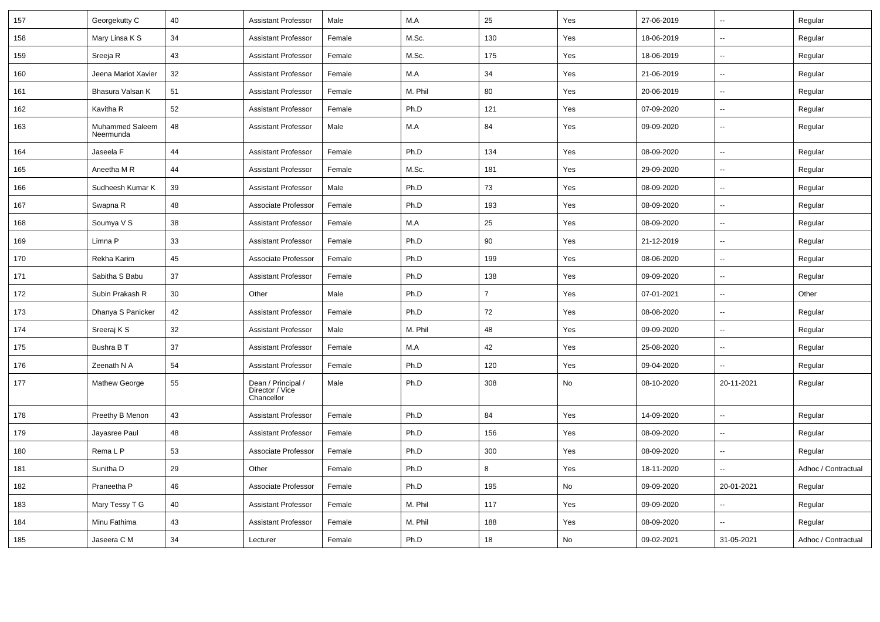| | | | | | | | | | | |
|---|---|---|---|---|---|---|---|---|---|---|
| 157 | Georgekutty C | 40 | Assistant Professor | Male | M.A | 25 | Yes | 27-06-2019 | -- | Regular |
| 158 | Mary Linsa K S | 34 | Assistant Professor | Female | M.Sc. | 130 | Yes | 18-06-2019 | -- | Regular |
| 159 | Sreeja R | 43 | Assistant Professor | Female | M.Sc. | 175 | Yes | 18-06-2019 | -- | Regular |
| 160 | Jeena Mariot Xavier | 32 | Assistant Professor | Female | M.A | 34 | Yes | 21-06-2019 | -- | Regular |
| 161 | Bhasura Valsan K | 51 | Assistant Professor | Female | M. Phil | 80 | Yes | 20-06-2019 | -- | Regular |
| 162 | Kavitha R | 52 | Assistant Professor | Female | Ph.D | 121 | Yes | 07-09-2020 | -- | Regular |
| 163 | Muhammed Saleem Neermunda | 48 | Assistant Professor | Male | M.A | 84 | Yes | 09-09-2020 | -- | Regular |
| 164 | Jaseela F | 44 | Assistant Professor | Female | Ph.D | 134 | Yes | 08-09-2020 | -- | Regular |
| 165 | Aneetha M R | 44 | Assistant Professor | Female | M.Sc. | 181 | Yes | 29-09-2020 | -- | Regular |
| 166 | Sudheesh Kumar K | 39 | Assistant Professor | Male | Ph.D | 73 | Yes | 08-09-2020 | -- | Regular |
| 167 | Swapna R | 48 | Associate Professor | Female | Ph.D | 193 | Yes | 08-09-2020 | -- | Regular |
| 168 | Soumya V S | 38 | Assistant Professor | Female | M.A | 25 | Yes | 08-09-2020 | -- | Regular |
| 169 | Limna P | 33 | Assistant Professor | Female | Ph.D | 90 | Yes | 21-12-2019 | -- | Regular |
| 170 | Rekha Karim | 45 | Associate Professor | Female | Ph.D | 199 | Yes | 08-06-2020 | -- | Regular |
| 171 | Sabitha S Babu | 37 | Assistant Professor | Female | Ph.D | 138 | Yes | 09-09-2020 | -- | Regular |
| 172 | Subin Prakash R | 30 | Other | Male | Ph.D | 7 | Yes | 07-01-2021 | -- | Other |
| 173 | Dhanya S Panicker | 42 | Assistant Professor | Female | Ph.D | 72 | Yes | 08-08-2020 | -- | Regular |
| 174 | Sreeraj K S | 32 | Assistant Professor | Male | M. Phil | 48 | Yes | 09-09-2020 | -- | Regular |
| 175 | Bushra B T | 37 | Assistant Professor | Female | M.A | 42 | Yes | 25-08-2020 | -- | Regular |
| 176 | Zeenath N A | 54 | Assistant Professor | Female | Ph.D | 120 | Yes | 09-04-2020 | -- | Regular |
| 177 | Mathew George | 55 | Dean / Principal / Director / Vice Chancellor | Male | Ph.D | 308 | No | 08-10-2020 | 20-11-2021 | Regular |
| 178 | Preethy B Menon | 43 | Assistant Professor | Female | Ph.D | 84 | Yes | 14-09-2020 | -- | Regular |
| 179 | Jayasree Paul | 48 | Assistant Professor | Female | Ph.D | 156 | Yes | 08-09-2020 | -- | Regular |
| 180 | Rema L P | 53 | Associate Professor | Female | Ph.D | 300 | Yes | 08-09-2020 | -- | Regular |
| 181 | Sunitha D | 29 | Other | Female | Ph.D | 8 | Yes | 18-11-2020 | -- | Adhoc / Contractual |
| 182 | Praneetha P | 46 | Associate Professor | Female | Ph.D | 195 | No | 09-09-2020 | 20-01-2021 | Regular |
| 183 | Mary Tessy T G | 40 | Assistant Professor | Female | M. Phil | 117 | Yes | 09-09-2020 | -- | Regular |
| 184 | Minu Fathima | 43 | Assistant Professor | Female | M. Phil | 188 | Yes | 08-09-2020 | -- | Regular |
| 185 | Jaseera C M | 34 | Lecturer | Female | Ph.D | 18 | No | 09-02-2021 | 31-05-2021 | Adhoc / Contractual |